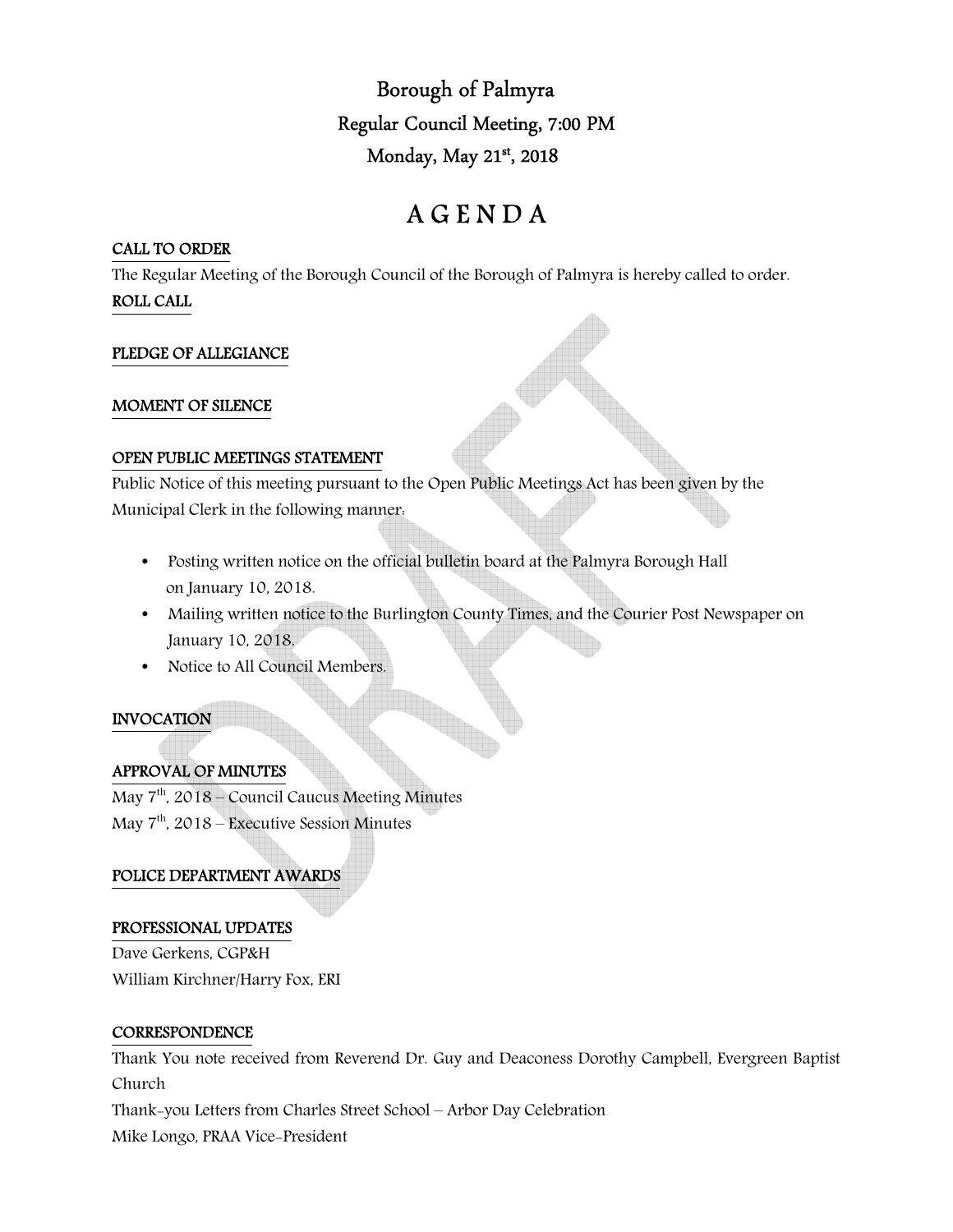# Borough of Palmyra

## Regular Council Meeting, 7:00 PM

## Monday, May 21st, 2018

# A G E N D A

**CALL TO ORDER**

The Regular Meeting of the Borough Council of the Borough of Palmyra is hereby called to order.

**ROLL CALL**

**PLEDGE OF ALLEGIANCE**

**MOMENT OF SILENCE**

**OPEN PUBLIC MEETINGS STATEMENT**

Public Notice of this meeting pursuant to the Open Public Meetings Act has been given by the Municipal Clerk in the following manner:

- Posting written notice on the official bulletin board at the Palmyra Borough Hall on January 10, 2018.
- Mailing written notice to the Burlington County Times, and the Courier Post Newspaper on January 10, 2018.
- Notice to All Council Members.

**INVOCATION**

**APPROVAL OF MINUTES**

May 7th, 2018 – Council Caucus Meeting Minutes
May 7th, 2018 – Executive Session Minutes

**POLICE DEPARTMENT AWARDS**

**PROFESSIONAL UPDATES**

Dave Gerkens, CGP&H
William Kirchner/Harry Fox, ERI

**CORRESPONDENCE**

Thank You note received from Reverend Dr. Guy and Deaconess Dorothy Campbell, Evergreen Baptist Church
Thank-you Letters from Charles Street School – Arbor Day Celebration
Mike Longo, PRAA Vice-President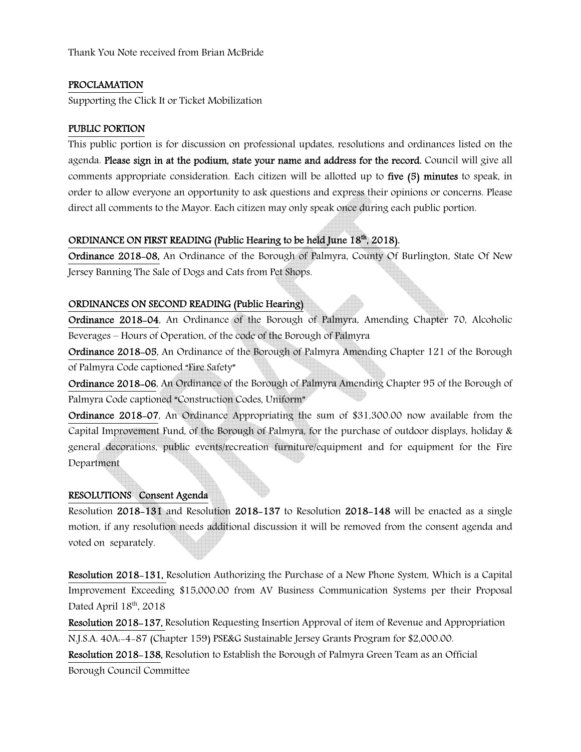Thank You Note received from Brian McBride

## PROCLAMATION

Supporting the Click It or Ticket Mobilization

## PUBLIC PORTION

This public portion is for discussion on professional updates, resolutions and ordinances listed on the agenda. **Please sign in at the podium, state your name and address for the record.** Council will give all comments appropriate consideration. Each citizen will be allotted up to **five (5) minutes** to speak, in order to allow everyone an opportunity to ask questions and express their opinions or concerns. Please direct all comments to the Mayor. Each citizen may only speak once during each public portion.

## ORDINANCE ON FIRST READING (Public Hearing to be held June 18th, 2018).

**Ordinance 2018-08,** An Ordinance of the Borough of Palmyra, County Of Burlington, State Of New Jersey Banning The Sale of Dogs and Cats from Pet Shops.

## ORDINANCES ON SECOND READING (Public Hearing)

**Ordinance 2018-04**, An Ordinance of the Borough of Palmyra, Amending Chapter 70, Alcoholic Beverages – Hours of Operation, of the code of the Borough of Palmyra

**Ordinance 2018-05**, An Ordinance of the Borough of Palmyra Amending Chapter 121 of the Borough of Palmyra Code captioned "Fire Safety"

**Ordinance 2018-06**, An Ordinance of the Borough of Palmyra Amending Chapter 95 of the Borough of Palmyra Code captioned "Construction Codes, Uniform"

**Ordinance 2018-07**, An Ordinance Appropriating the sum of $31,300.00 now available from the Capital Improvement Fund, of the Borough of Palmyra, for the purchase of outdoor displays, holiday & general decorations, public events/recreation furniture/equipment and for equipment for the Fire Department

## RESOLUTIONS Consent Agenda

Resolution **2018-131** and Resolution **2018-137** to Resolution **2018-148** will be enacted as a single motion, if any resolution needs additional discussion it will be removed from the consent agenda and voted on separately.

**Resolution 2018-131,** Resolution Authorizing the Purchase of a New Phone System, Which is a Capital Improvement Exceeding $15,000.00 from AV Business Communication Systems per their Proposal Dated April 18th, 2018

**Resolution 2018-137,** Resolution Requesting Insertion Approval of item of Revenue and Appropriation N.J.S.A. 40A:-4-87 (Chapter 159) PSE&G Sustainable Jersey Grants Program for $2,000.00.

**Resolution 2018-138,** Resolution to Establish the Borough of Palmyra Green Team as an Official Borough Council Committee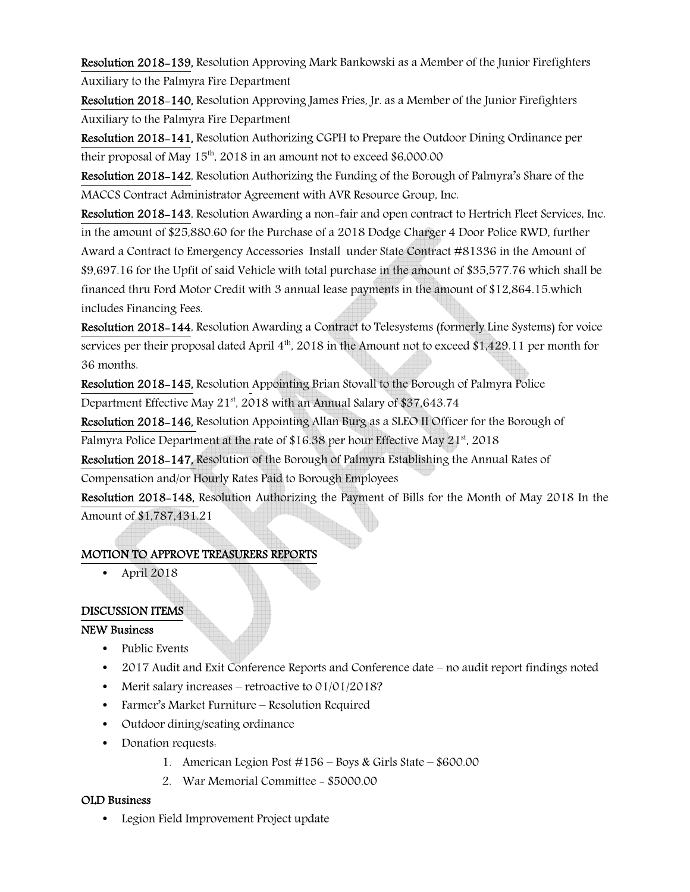**Resolution 2018-139,** Resolution Approving Mark Bankowski as a Member of the Junior Firefighters Auxiliary to the Palmyra Fire Department

**Resolution 2018-140,** Resolution Approving James Fries, Jr. as a Member of the Junior Firefighters Auxiliary to the Palmyra Fire Department

**Resolution 2018-141,** Resolution Authorizing CGPH to Prepare the Outdoor Dining Ordinance per their proposal of May 15th, 2018 in an amount not to exceed $6,000.00

**Resolution 2018-142**, Resolution Authorizing the Funding of the Borough of Palmyra's Share of the MACCS Contract Administrator Agreement with AVR Resource Group, Inc.

**Resolution 2018-143**, Resolution Awarding a non-fair and open contract to Hertrich Fleet Services, Inc. in the amount of $25,880.60 for the Purchase of a 2018 Dodge Charger 4 Door Police RWD, further Award a Contract to Emergency Accessories Install under State Contract #81336 in the Amount of $9,697.16 for the Upfit of said Vehicle with total purchase in the amount of $35,577.76 which shall be financed thru Ford Motor Credit with 3 annual lease payments in the amount of $12,864.15.which includes Financing Fees.

**Resolution 2018-144**, Resolution Awarding a Contract to Telesystems (formerly Line Systems) for voice services per their proposal dated April 4th, 2018 in the Amount not to exceed $1,429.11 per month for 36 months.

**Resolution 2018-145,** Resolution Appointing Brian Stovall to the Borough of Palmyra Police Department Effective May 21st, 2018 with an Annual Salary of $37,643.74

**Resolution 2018-146,** Resolution Appointing Allan Burg as a SLEO II Officer for the Borough of Palmyra Police Department at the rate of $16.38 per hour Effective May 21st, 2018

**Resolution 2018-147,** Resolution of the Borough of Palmyra Establishing the Annual Rates of Compensation and/or Hourly Rates Paid to Borough Employees

**Resolution 2018-148,** Resolution Authorizing the Payment of Bills for the Month of May 2018 In the Amount of $1,787,431.21

**MOTION TO APPROVE TREASURERS REPORTS**

- April 2018

**DISCUSSION ITEMS**

**NEW Business**

- Public Events
- 2017 Audit and Exit Conference Reports and Conference date – no audit report findings noted
- Merit salary increases – retroactive to 01/01/2018?
- Farmer's Market Furniture – Resolution Required
- Outdoor dining/seating ordinance
- Donation requests:
    1. American Legion Post #156 – Boys & Girls State – $600.00
    2. War Memorial Committee - $5000.00

**OLD Business**

- Legion Field Improvement Project update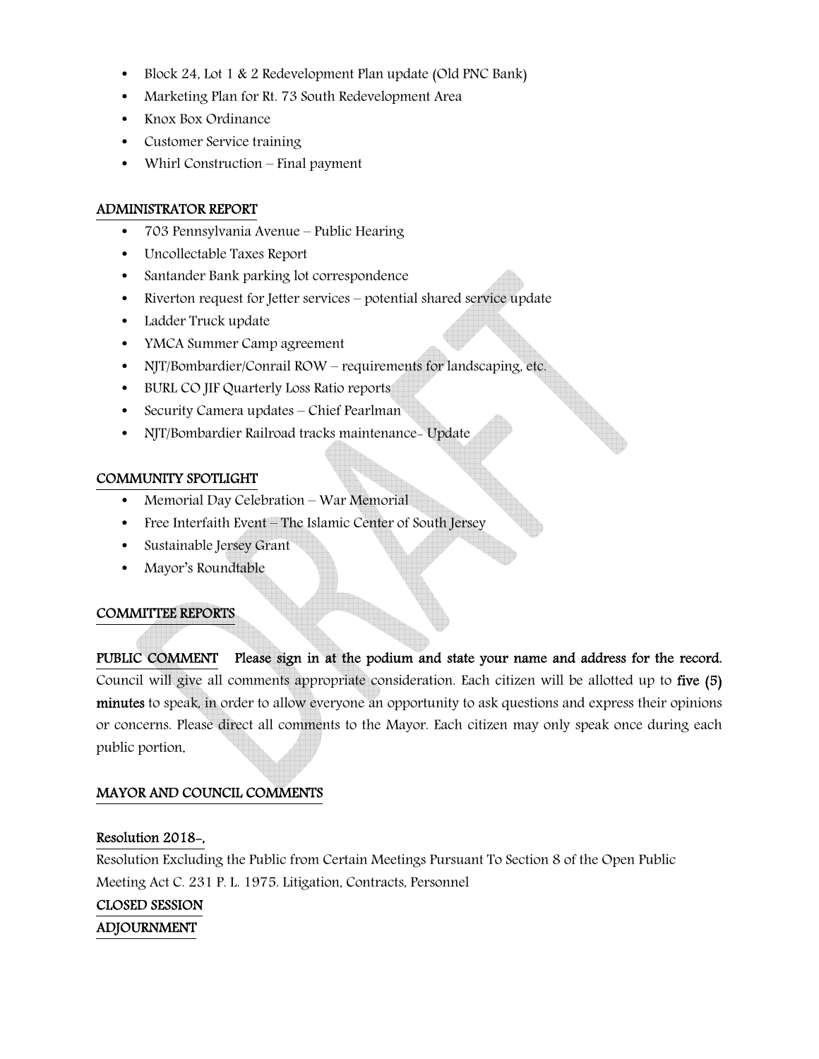- Block 24, Lot 1 & 2 Redevelopment Plan update (Old PNC Bank)
- Marketing Plan for Rt. 73 South Redevelopment Area
- Knox Box Ordinance
- Customer Service training
- Whirl Construction – Final payment

## ADMINISTRATOR REPORT

- 703 Pennsylvania Avenue – Public Hearing
- Uncollectable Taxes Report
- Santander Bank parking lot correspondence
- Riverton request for Jetter services – potential shared service update
- Ladder Truck update
- YMCA Summer Camp agreement
- NJT/Bombardier/Conrail ROW – requirements for landscaping, etc.
- BURL CO JIF Quarterly Loss Ratio reports
- Security Camera updates – Chief Pearlman
- NJT/Bombardier Railroad tracks maintenance- Update

## COMMUNITY SPOTLIGHT

- Memorial Day Celebration – War Memorial
- Free Interfaith Event – The Islamic Center of South Jersey
- Sustainable Jersey Grant
- Mayor's Roundtable

## COMMITTEE REPORTS

**PUBLIC COMMENT** **Please sign in at the podium and state your name and address for the record.** Council will give all comments appropriate consideration. Each citizen will be allotted up to **five (5) minutes** to speak, in order to allow everyone an opportunity to ask questions and express their opinions or concerns. Please direct all comments to the Mayor. Each citizen may only speak once during each public portion.

## MAYOR AND COUNCIL COMMENTS

**Resolution 2018-,**

Resolution Excluding the Public from Certain Meetings Pursuant To Section 8 of the Open Public Meeting Act C. 231 P. L. 1975. Litigation, Contracts, Personnel

## CLOSED SESSION

## ADJOURNMENT